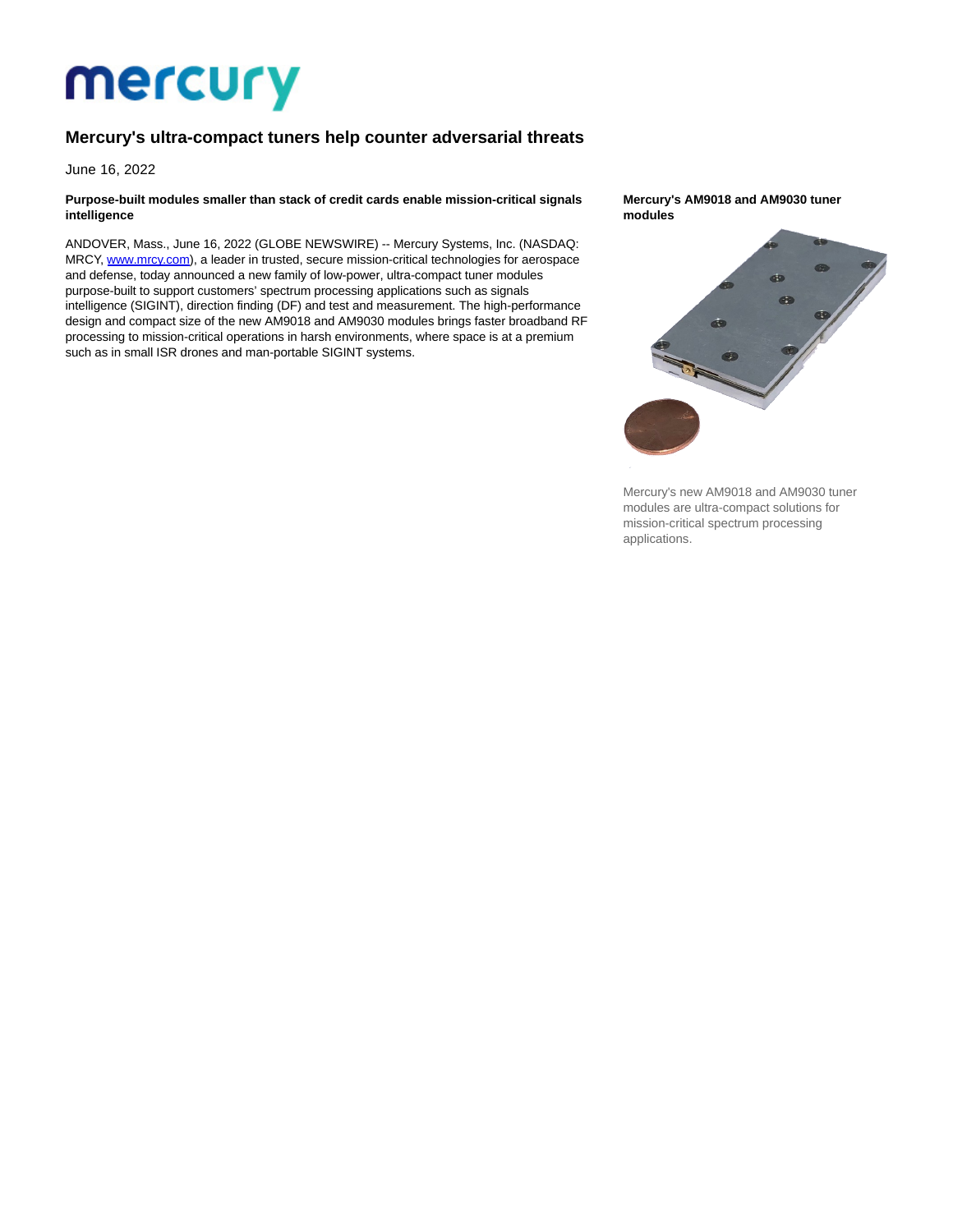# Mercury's ultra-compact tuners help counter adversarial threats

June 16, 2022

**Purpose-built modules smaller than stack of credit cards enable mission-critical signals intelligence**

ANDOVER, Mass., June 16, 2022 (GLOBE NEWSWIRE) -- Mercury Systems, Inc. (NASDAQ: MRCY, www.mrcy.com), a leader in trusted, secure mission-critical technologies for aerospace and defense, today announced a new family of low-power, ultra-compact tuner modules purpose-built to support customers' spectrum processing applications such as signals intelligence (SIGINT), direction finding (DF) and test and measurement. The high-performance design and compact size of the new AM9018 and AM9030 modules brings faster broadband RF processing to mission-critical operations in harsh environments, where space is at a premium such as in small ISR drones and man-portable SIGINT systems.

**Mercury's AM9018 and AM9030 tuner modules**

Mercury's new AM9018 and AM9030 tuner modules are ultra-compact solutions for mission-critical spectrum processing applications.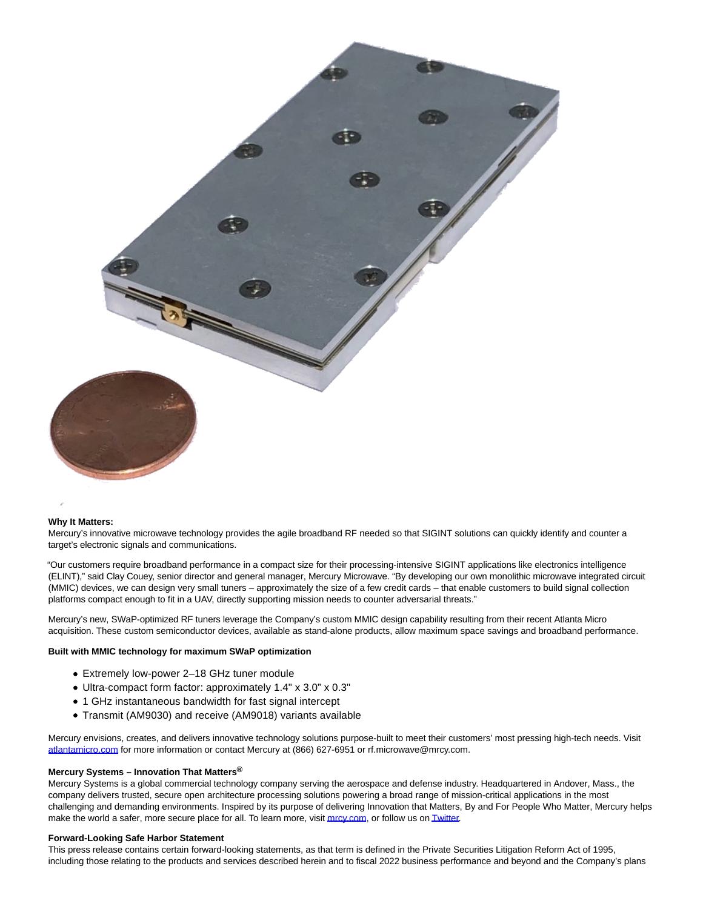**Why It Matters:**
Mercury's innovative microwave technology provides the agile broadband RF needed so that SIGINT solutions can quickly identify and counter a target's electronic signals and communications.

"Our customers require broadband performance in a compact size for their processing-intensive SIGINT applications like electronics intelligence (ELINT)," said Clay Couey, senior director and general manager, Mercury Microwave. "By developing our own monolithic microwave integrated circuit (MMIC) devices, we can design very small tuners – approximately the size of a few credit cards – that enable customers to build signal collection platforms compact enough to fit in a UAV, directly supporting mission needs to counter adversarial threats."

Mercury's new, SWaP-optimized RF tuners leverage the Company's custom MMIC design capability resulting from their recent Atlanta Micro acquisition. These custom semiconductor devices, available as stand-alone products, allow maximum space savings and broadband performance.

**Built with MMIC technology for maximum SWaP optimization**

- Extremely low-power 2–18 GHz tuner module
- Ultra-compact form factor: approximately 1.4" x 3.0" x 0.3"
- 1 GHz instantaneous bandwidth for fast signal intercept
- Transmit (AM9030) and receive (AM9018) variants available

Mercury envisions, creates, and delivers innovative technology solutions purpose-built to meet their customers' most pressing high-tech needs. Visit atlantamicro.com for more information or contact Mercury at (866) 627-6951 or rf.microwave@mrcy.com.

**Mercury Systems – Innovation That Matters®**
Mercury Systems is a global commercial technology company serving the aerospace and defense industry. Headquartered in Andover, Mass., the company delivers trusted, secure open architecture processing solutions powering a broad range of mission-critical applications in the most challenging and demanding environments. Inspired by its purpose of delivering Innovation that Matters, By and For People Who Matter, Mercury helps make the world a safer, more secure place for all. To learn more, visit mrcy.com, or follow us on Twitter.

**Forward-Looking Safe Harbor Statement**
This press release contains certain forward-looking statements, as that term is defined in the Private Securities Litigation Reform Act of 1995, including those relating to the products and services described herein and to fiscal 2022 business performance and beyond and the Company's plans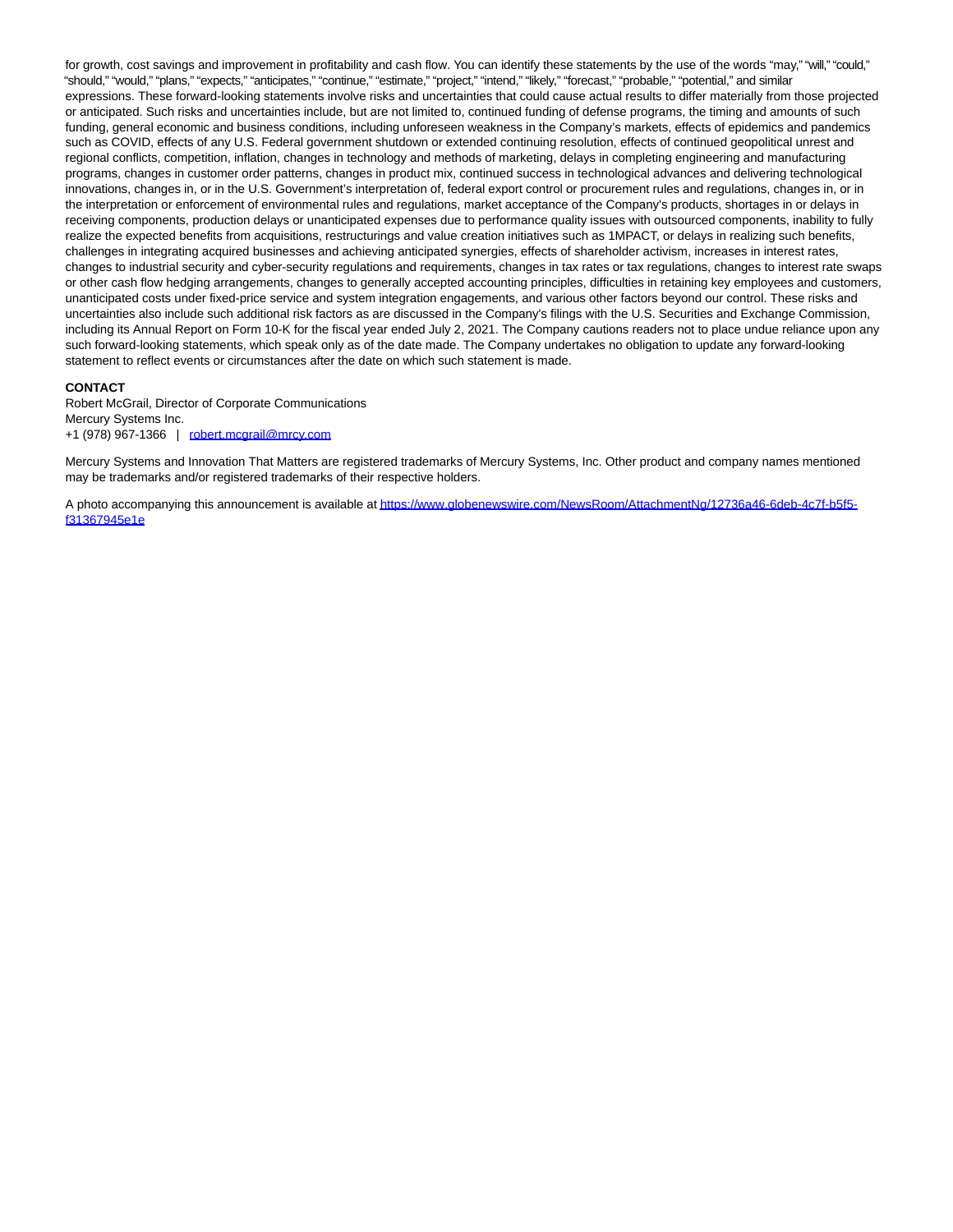for growth, cost savings and improvement in profitability and cash flow. You can identify these statements by the use of the words "may," "will," "could," "should," "would," "plans," "expects," "anticipates," "continue," "estimate," "project," "intend," "likely," "forecast," "probable," "potential," and similar expressions. These forward-looking statements involve risks and uncertainties that could cause actual results to differ materially from those projected or anticipated. Such risks and uncertainties include, but are not limited to, continued funding of defense programs, the timing and amounts of such funding, general economic and business conditions, including unforeseen weakness in the Company's markets, effects of epidemics and pandemics such as COVID, effects of any U.S. Federal government shutdown or extended continuing resolution, effects of continued geopolitical unrest and regional conflicts, competition, inflation, changes in technology and methods of marketing, delays in completing engineering and manufacturing programs, changes in customer order patterns, changes in product mix, continued success in technological advances and delivering technological innovations, changes in, or in the U.S. Government's interpretation of, federal export control or procurement rules and regulations, changes in, or in the interpretation or enforcement of environmental rules and regulations, market acceptance of the Company's products, shortages in or delays in receiving components, production delays or unanticipated expenses due to performance quality issues with outsourced components, inability to fully realize the expected benefits from acquisitions, restructurings and value creation initiatives such as 1MPACT, or delays in realizing such benefits, challenges in integrating acquired businesses and achieving anticipated synergies, effects of shareholder activism, increases in interest rates, changes to industrial security and cyber-security regulations and requirements, changes in tax rates or tax regulations, changes to interest rate swaps or other cash flow hedging arrangements, changes to generally accepted accounting principles, difficulties in retaining key employees and customers, unanticipated costs under fixed-price service and system integration engagements, and various other factors beyond our control. These risks and uncertainties also include such additional risk factors as are discussed in the Company's filings with the U.S. Securities and Exchange Commission, including its Annual Report on Form 10-K for the fiscal year ended July 2, 2021. The Company cautions readers not to place undue reliance upon any such forward-looking statements, which speak only as of the date made. The Company undertakes no obligation to update any forward-looking statement to reflect events or circumstances after the date on which such statement is made.

**CONTACT**
Robert McGrail, Director of Corporate Communications
Mercury Systems Inc.
+1 (978) 967-1366 | robert.mcgrail@mrcy.com

Mercury Systems and Innovation That Matters are registered trademarks of Mercury Systems, Inc. Other product and company names mentioned may be trademarks and/or registered trademarks of their respective holders.

A photo accompanying this announcement is available at https://www.globenewswire.com/NewsRoom/AttachmentNg/12736a46-6deb-4c7f-b5f5-f31367945e1e